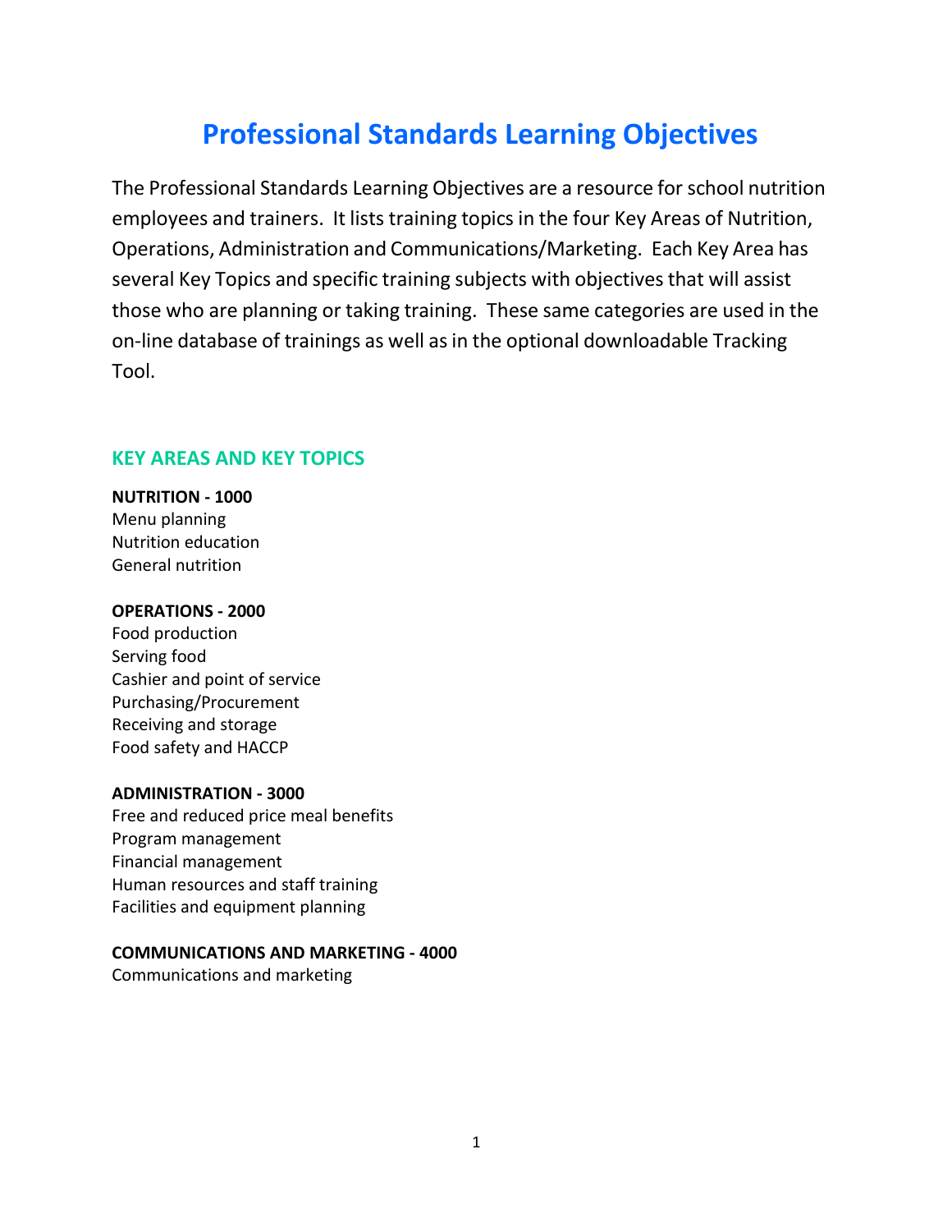# Professional Standards Learning Objectives

The Professional Standards Learning Objectives are a resource for school nutrition employees and trainers. It lists training topics in the four Key Areas of Nutrition, Operations, Administration and Communications/Marketing. Each Key Area has several Key Topics and specific training subjects with objectives that will assist those who are planning or taking training. These same categories are used in the on-line database of trainings as well as in the optional downloadable Tracking Tool.

## KEY AREAS AND KEY TOPICS

**NUTRITION - 1000**
Menu planning
Nutrition education
General nutrition

**OPERATIONS - 2000**
Food production
Serving food
Cashier and point of service
Purchasing/Procurement
Receiving and storage
Food safety and HACCP

**ADMINISTRATION - 3000**
Free and reduced price meal benefits
Program management
Financial management
Human resources and staff training
Facilities and equipment planning

**COMMUNICATIONS AND MARKETING - 4000**
Communications and marketing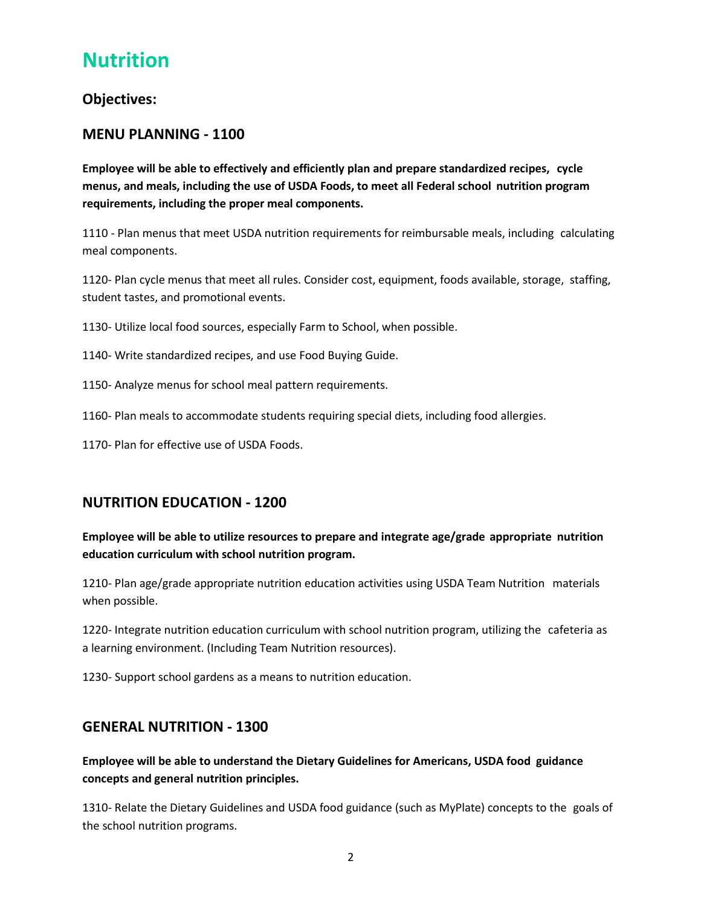# Nutrition

### Objectives:

## MENU PLANNING - 1100

**Employee will be able to effectively and efficiently plan and prepare standardized recipes, cycle menus, and meals, including the use of USDA Foods, to meet all Federal school nutrition program requirements, including the proper meal components.**

1110 - Plan menus that meet USDA nutrition requirements for reimbursable meals, including calculating meal components.

1120- Plan cycle menus that meet all rules. Consider cost, equipment, foods available, storage, staffing, student tastes, and promotional events.

1130- Utilize local food sources, especially Farm to School, when possible.

1140- Write standardized recipes, and use Food Buying Guide.

1150- Analyze menus for school meal pattern requirements.

1160- Plan meals to accommodate students requiring special diets, including food allergies.

1170- Plan for effective use of USDA Foods.

## NUTRITION EDUCATION - 1200

**Employee will be able to utilize resources to prepare and integrate age/grade appropriate nutrition education curriculum with school nutrition program.**

1210- Plan age/grade appropriate nutrition education activities using USDA Team Nutrition materials when possible.

1220- Integrate nutrition education curriculum with school nutrition program, utilizing the cafeteria as a learning environment. (Including Team Nutrition resources).

1230- Support school gardens as a means to nutrition education.

## GENERAL NUTRITION - 1300

**Employee will be able to understand the Dietary Guidelines for Americans, USDA food guidance concepts and general nutrition principles.**

1310- Relate the Dietary Guidelines and USDA food guidance (such as MyPlate) concepts to the goals of the school nutrition programs.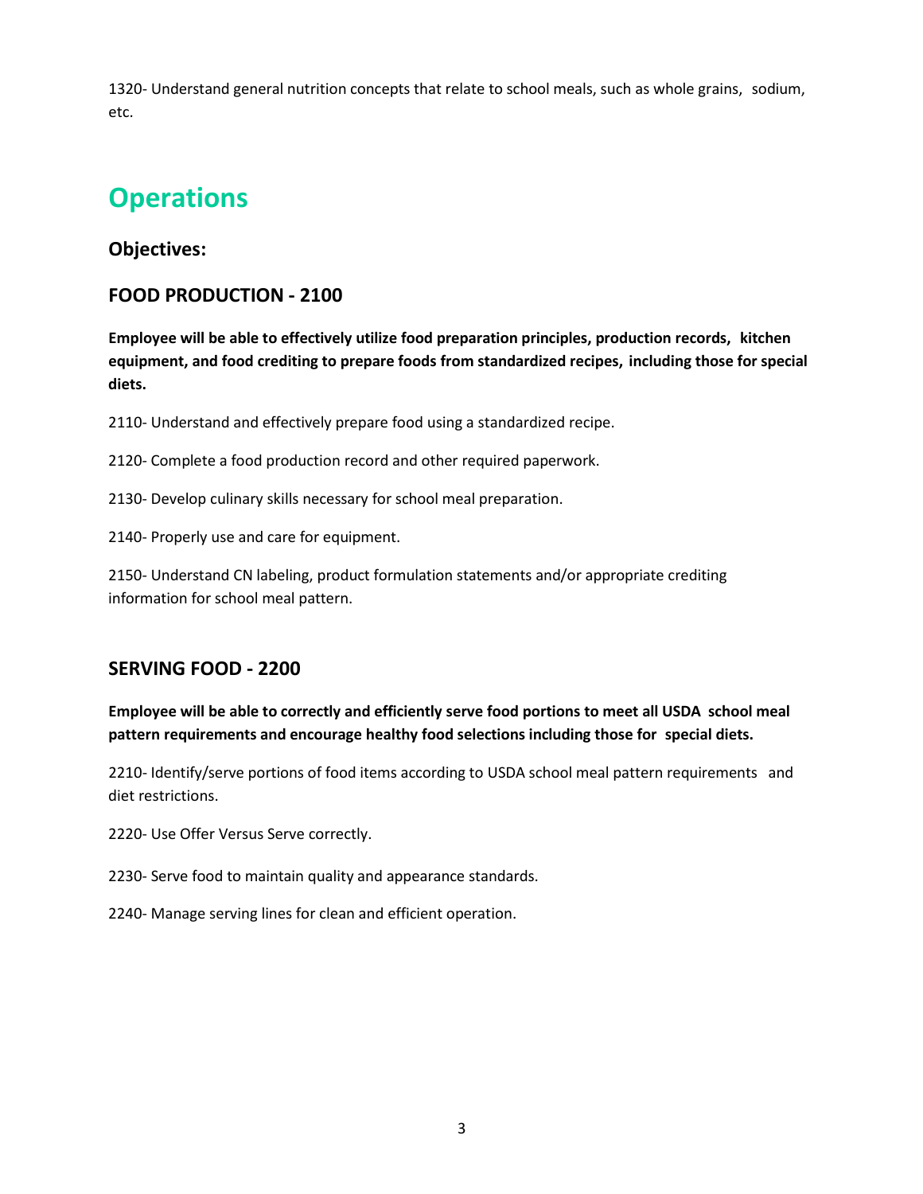1320- Understand general nutrition concepts that relate to school meals, such as whole grains, sodium, etc.

# Operations

### Objectives:

### FOOD PRODUCTION - 2100

**Employee will be able to effectively utilize food preparation principles, production records, kitchen equipment, and food crediting to prepare foods from standardized recipes, including those for special diets.**

2110- Understand and effectively prepare food using a standardized recipe.

2120- Complete a food production record and other required paperwork.

2130- Develop culinary skills necessary for school meal preparation.

2140- Properly use and care for equipment.

2150- Understand CN labeling, product formulation statements and/or appropriate crediting information for school meal pattern.

### SERVING FOOD - 2200

**Employee will be able to correctly and efficiently serve food portions to meet all USDA school meal pattern requirements and encourage healthy food selections including those for special diets.**

2210- Identify/serve portions of food items according to USDA school meal pattern requirements and diet restrictions.

2220- Use Offer Versus Serve correctly.

2230- Serve food to maintain quality and appearance standards.

2240- Manage serving lines for clean and efficient operation.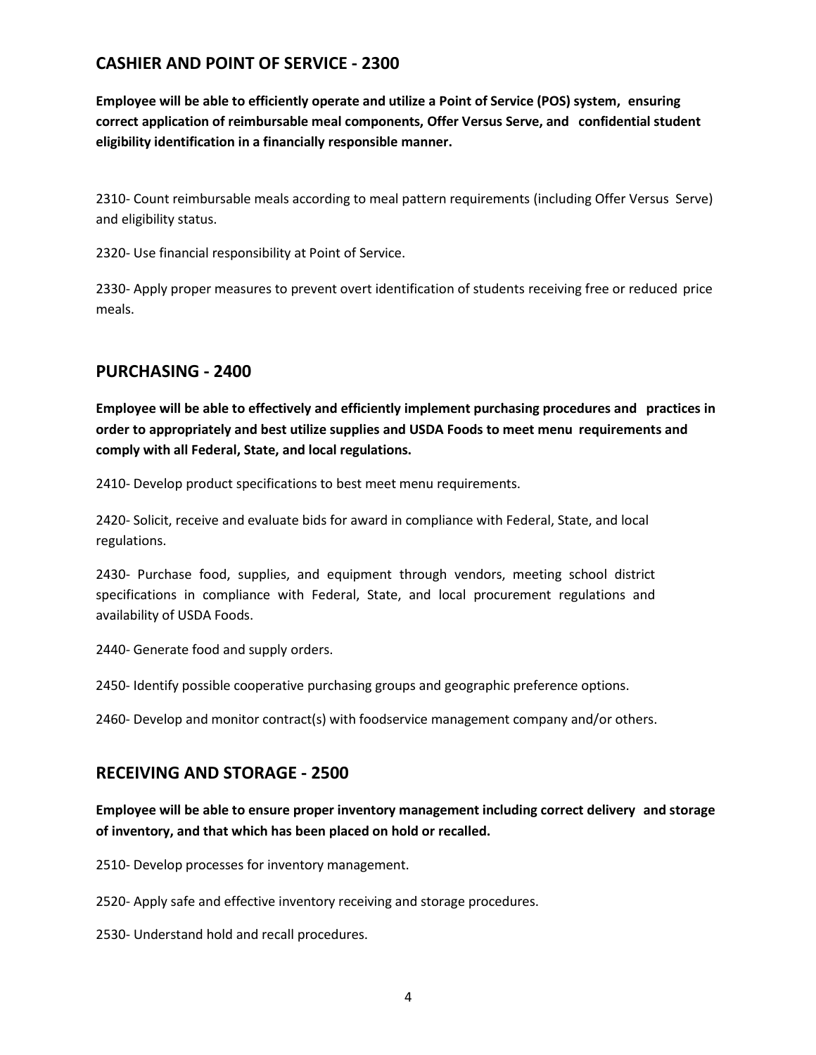## CASHIER AND POINT OF SERVICE - 2300

**Employee will be able to efficiently operate and utilize a Point of Service (POS) system, ensuring correct application of reimbursable meal components, Offer Versus Serve, and confidential student eligibility identification in a financially responsible manner.**

2310- Count reimbursable meals according to meal pattern requirements (including Offer Versus Serve) and eligibility status.

2320- Use financial responsibility at Point of Service.

2330- Apply proper measures to prevent overt identification of students receiving free or reduced price meals.

## PURCHASING - 2400

**Employee will be able to effectively and efficiently implement purchasing procedures and practices in order to appropriately and best utilize supplies and USDA Foods to meet menu requirements and comply with all Federal, State, and local regulations.**

2410- Develop product specifications to best meet menu requirements.

2420- Solicit, receive and evaluate bids for award in compliance with Federal, State, and local regulations.

2430- Purchase food, supplies, and equipment through vendors, meeting school district specifications in compliance with Federal, State, and local procurement regulations and availability of USDA Foods.

2440- Generate food and supply orders.

2450- Identify possible cooperative purchasing groups and geographic preference options.

2460- Develop and monitor contract(s) with foodservice management company and/or others.

## RECEIVING AND STORAGE - 2500

**Employee will be able to ensure proper inventory management including correct delivery and storage of inventory, and that which has been placed on hold or recalled.**

2510- Develop processes for inventory management.

2520- Apply safe and effective inventory receiving and storage procedures.

2530- Understand hold and recall procedures.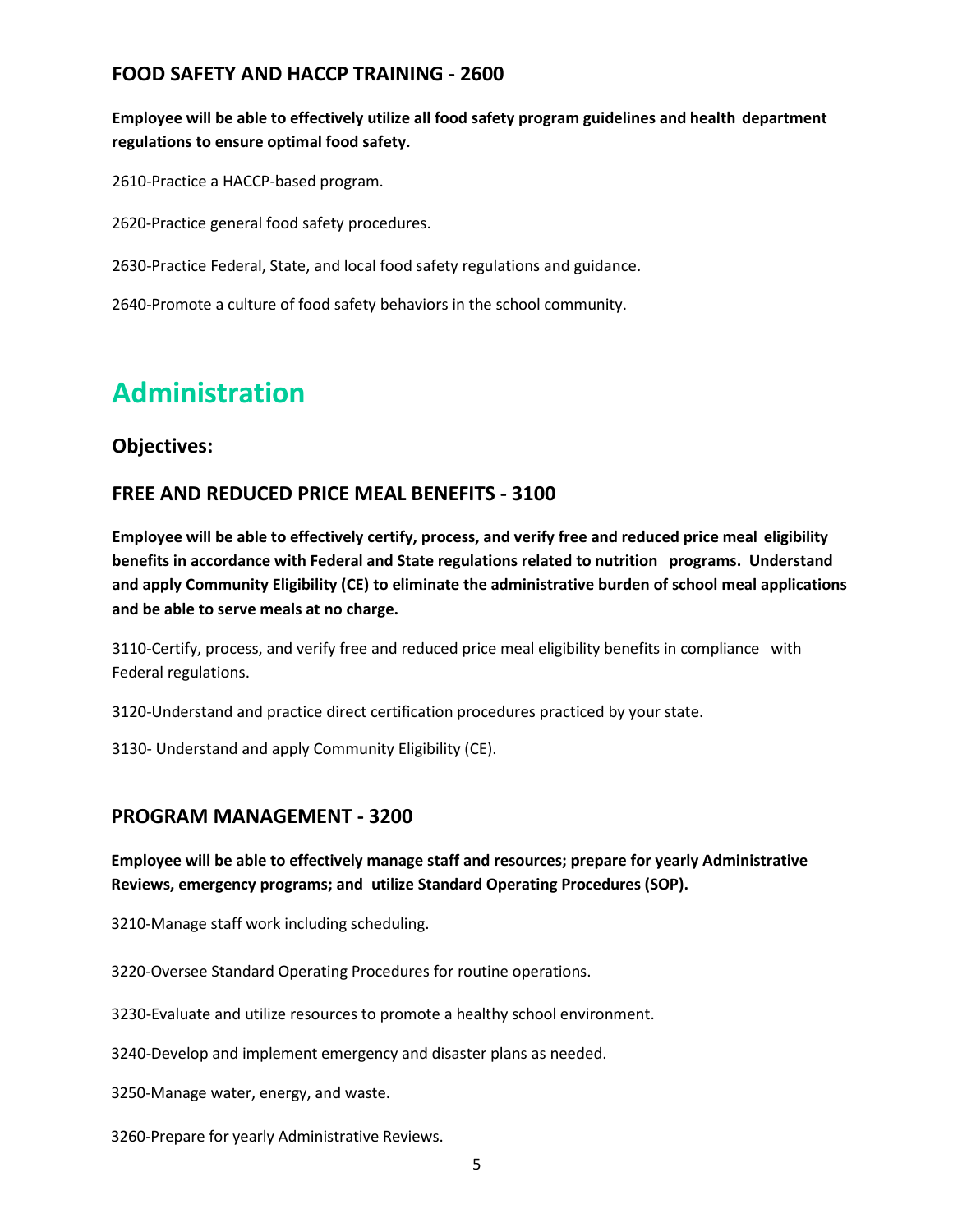### FOOD SAFETY AND HACCP TRAINING - 2600

**Employee will be able to effectively utilize all food safety program guidelines and health department regulations to ensure optimal food safety.**

2610-Practice a HACCP-based program.

2620-Practice general food safety procedures.

2630-Practice Federal, State, and local food safety regulations and guidance.

2640-Promote a culture of food safety behaviors in the school community.

## Administration

### Objectives:

### FREE AND REDUCED PRICE MEAL BENEFITS - 3100

**Employee will be able to effectively certify, process, and verify free and reduced price meal eligibility benefits in accordance with Federal and State regulations related to nutrition programs. Understand and apply Community Eligibility (CE) to eliminate the administrative burden of school meal applications and be able to serve meals at no charge.**

3110-Certify, process, and verify free and reduced price meal eligibility benefits in compliance with Federal regulations.

3120-Understand and practice direct certification procedures practiced by your state.

3130- Understand and apply Community Eligibility (CE).

### PROGRAM MANAGEMENT - 3200

**Employee will be able to effectively manage staff and resources; prepare for yearly Administrative Reviews, emergency programs; and utilize Standard Operating Procedures (SOP).**

3210-Manage staff work including scheduling.

3220-Oversee Standard Operating Procedures for routine operations.

3230-Evaluate and utilize resources to promote a healthy school environment.

3240-Develop and implement emergency and disaster plans as needed.

3250-Manage water, energy, and waste.

3260-Prepare for yearly Administrative Reviews.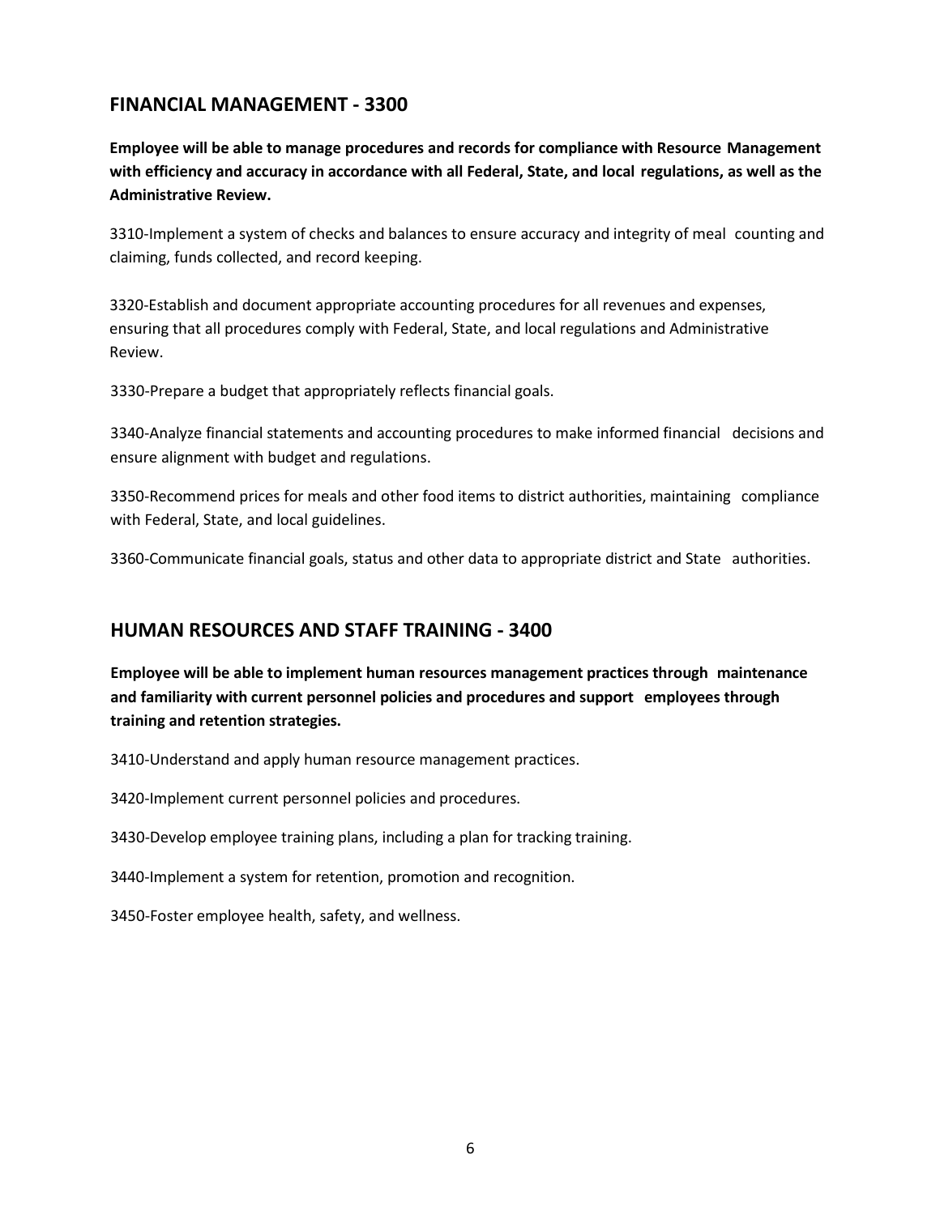## FINANCIAL MANAGEMENT - 3300

**Employee will be able to manage procedures and records for compliance with Resource Management with efficiency and accuracy in accordance with all Federal, State, and local regulations, as well as the Administrative Review.**

3310-Implement a system of checks and balances to ensure accuracy and integrity of meal counting and claiming, funds collected, and record keeping.

3320-Establish and document appropriate accounting procedures for all revenues and expenses, ensuring that all procedures comply with Federal, State, and local regulations and Administrative Review.

3330-Prepare a budget that appropriately reflects financial goals.

3340-Analyze financial statements and accounting procedures to make informed financial decisions and ensure alignment with budget and regulations.

3350-Recommend prices for meals and other food items to district authorities, maintaining compliance with Federal, State, and local guidelines.

3360-Communicate financial goals, status and other data to appropriate district and State authorities.

## HUMAN RESOURCES AND STAFF TRAINING - 3400

**Employee will be able to implement human resources management practices through maintenance and familiarity with current personnel policies and procedures and support employees through training and retention strategies.**

3410-Understand and apply human resource management practices.

3420-Implement current personnel policies and procedures.

3430-Develop employee training plans, including a plan for tracking training.

3440-Implement a system for retention, promotion and recognition.

3450-Foster employee health, safety, and wellness.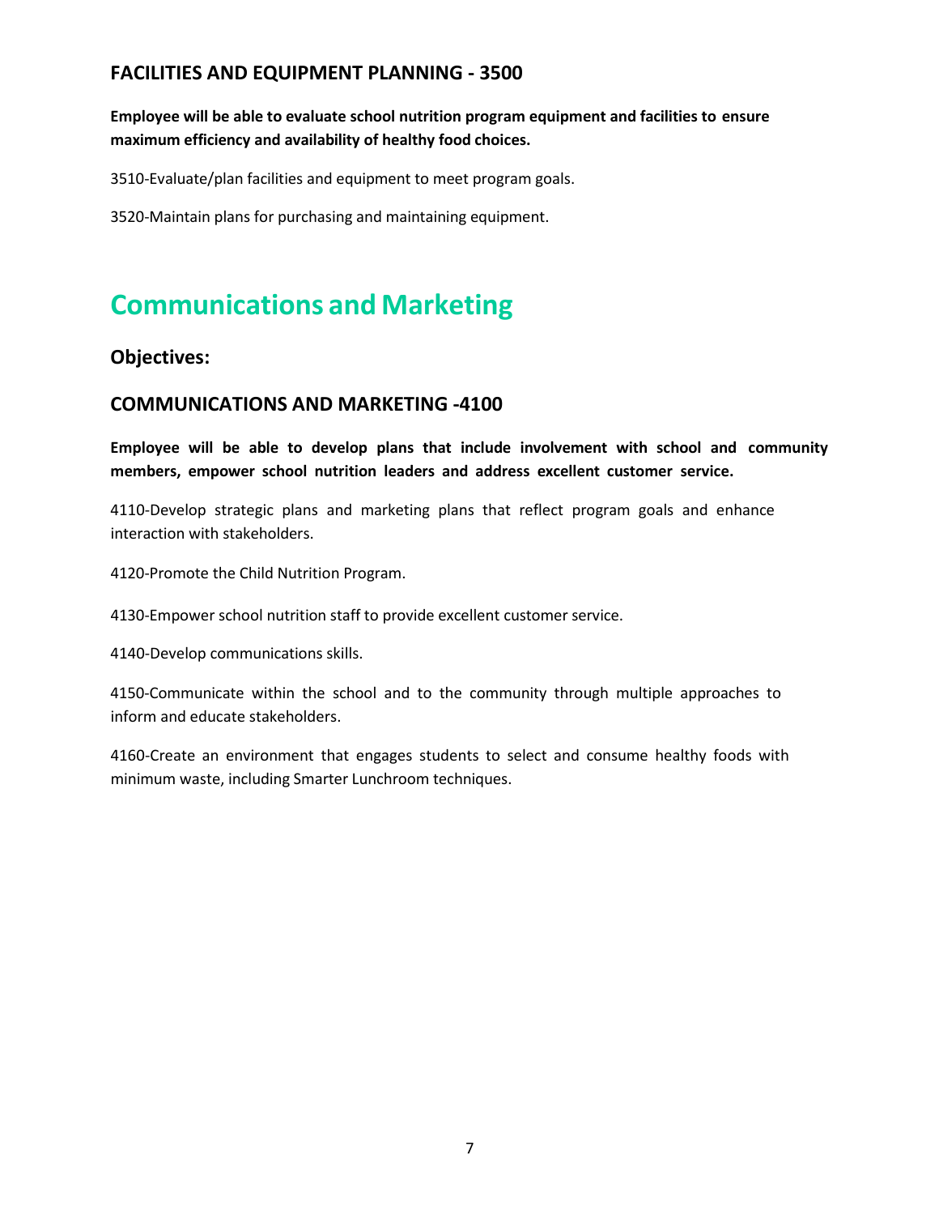### FACILITIES AND EQUIPMENT PLANNING - 3500

**Employee will be able to evaluate school nutrition program equipment and facilities to ensure maximum efficiency and availability of healthy food choices.**

3510-Evaluate/plan facilities and equipment to meet program goals.

3520-Maintain plans for purchasing and maintaining equipment.

# Communications and Marketing

### Objectives:

### COMMUNICATIONS AND MARKETING -4100

**Employee will be able to develop plans that include involvement with school and community members, empower school nutrition leaders and address excellent customer service.**

4110-Develop strategic plans and marketing plans that reflect program goals and enhance interaction with stakeholders.

4120-Promote the Child Nutrition Program.

4130-Empower school nutrition staff to provide excellent customer service.

4140-Develop communications skills.

4150-Communicate within the school and to the community through multiple approaches to inform and educate stakeholders.

4160-Create an environment that engages students to select and consume healthy foods with minimum waste, including Smarter Lunchroom techniques.